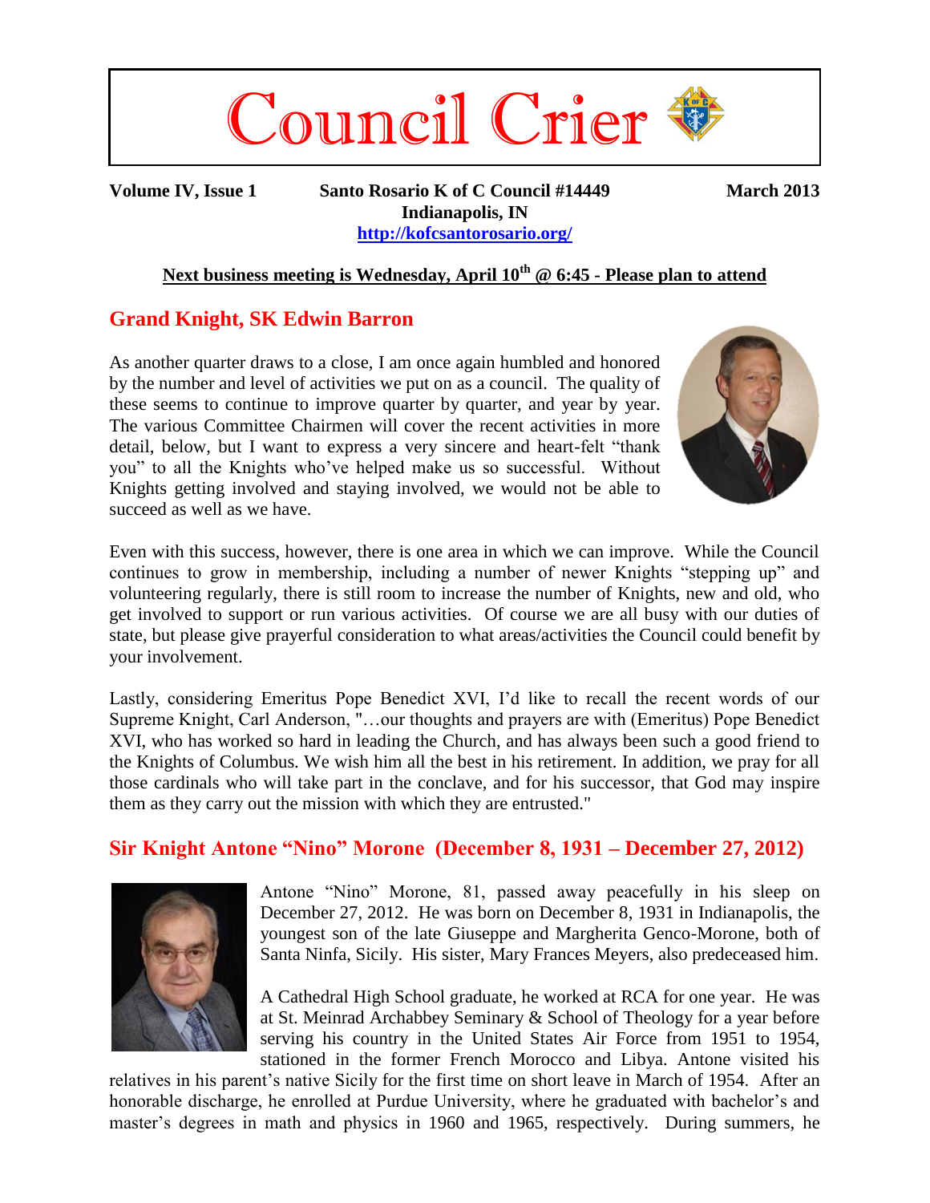# Council Crier

**Volume IV, Issue 1** **Santo Rosario K of C Council #14449** **March 2013**
**Indianapolis, IN**
**http://kofcsantorosario.org/**

**Next business meeting is Wednesday, April 10th @ 6:45 - Please plan to attend**

## Grand Knight, SK Edwin Barron

As another quarter draws to a close, I am once again humbled and honored by the number and level of activities we put on as a council. The quality of these seems to continue to improve quarter by quarter, and year by year. The various Committee Chairmen will cover the recent activities in more detail, below, but I want to express a very sincere and heart-felt "thank you" to all the Knights who've helped make us so successful. Without Knights getting involved and staying involved, we would not be able to succeed as well as we have.

Even with this success, however, there is one area in which we can improve. While the Council continues to grow in membership, including a number of newer Knights "stepping up" and volunteering regularly, there is still room to increase the number of Knights, new and old, who get involved to support or run various activities. Of course we are all busy with our duties of state, but please give prayerful consideration to what areas/activities the Council could benefit by your involvement.

Lastly, considering Emeritus Pope Benedict XVI, I'd like to recall the recent words of our Supreme Knight, Carl Anderson, "…our thoughts and prayers are with (Emeritus) Pope Benedict XVI, who has worked so hard in leading the Church, and has always been such a good friend to the Knights of Columbus. We wish him all the best in his retirement. In addition, we pray for all those cardinals who will take part in the conclave, and for his successor, that God may inspire them as they carry out the mission with which they are entrusted."

## Sir Knight Antone "Nino" Morone (December 8, 1931 – December 27, 2012)

Antone "Nino" Morone, 81, passed away peacefully in his sleep on December 27, 2012. He was born on December 8, 1931 in Indianapolis, the youngest son of the late Giuseppe and Margherita Genco-Morone, both of Santa Ninfa, Sicily. His sister, Mary Frances Meyers, also predeceased him.

A Cathedral High School graduate, he worked at RCA for one year. He was at St. Meinrad Archabbey Seminary & School of Theology for a year before serving his country in the United States Air Force from 1951 to 1954, stationed in the former French Morocco and Libya. Antone visited his relatives in his parent's native Sicily for the first time on short leave in March of 1954. After an honorable discharge, he enrolled at Purdue University, where he graduated with bachelor's and master's degrees in math and physics in 1960 and 1965, respectively. During summers, he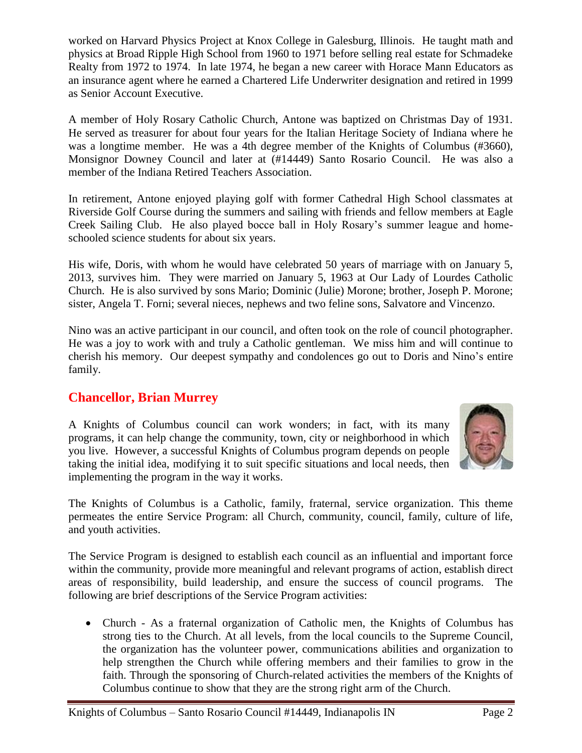worked on Harvard Physics Project at Knox College in Galesburg, Illinois. He taught math and physics at Broad Ripple High School from 1960 to 1971 before selling real estate for Schmadeke Realty from 1972 to 1974. In late 1974, he began a new career with Horace Mann Educators as an insurance agent where he earned a Chartered Life Underwriter designation and retired in 1999 as Senior Account Executive.

A member of Holy Rosary Catholic Church, Antone was baptized on Christmas Day of 1931. He served as treasurer for about four years for the Italian Heritage Society of Indiana where he was a longtime member. He was a 4th degree member of the Knights of Columbus (#3660), Monsignor Downey Council and later at (#14449) Santo Rosario Council. He was also a member of the Indiana Retired Teachers Association.

In retirement, Antone enjoyed playing golf with former Cathedral High School classmates at Riverside Golf Course during the summers and sailing with friends and fellow members at Eagle Creek Sailing Club. He also played bocce ball in Holy Rosary's summer league and home-schooled science students for about six years.

His wife, Doris, with whom he would have celebrated 50 years of marriage with on January 5, 2013, survives him. They were married on January 5, 1963 at Our Lady of Lourdes Catholic Church. He is also survived by sons Mario; Dominic (Julie) Morone; brother, Joseph P. Morone; sister, Angela T. Forni; several nieces, nephews and two feline sons, Salvatore and Vincenzo.

Nino was an active participant in our council, and often took on the role of council photographer. He was a joy to work with and truly a Catholic gentleman. We miss him and will continue to cherish his memory. Our deepest sympathy and condolences go out to Doris and Nino's entire family.

## Chancellor, Brian Murrey

A Knights of Columbus council can work wonders; in fact, with its many programs, it can help change the community, town, city or neighborhood in which you live. However, a successful Knights of Columbus program depends on people taking the initial idea, modifying it to suit specific situations and local needs, then implementing the program in the way it works.

The Knights of Columbus is a Catholic, family, fraternal, service organization. This theme permeates the entire Service Program: all Church, community, council, family, culture of life, and youth activities.

The Service Program is designed to establish each council as an influential and important force within the community, provide more meaningful and relevant programs of action, establish direct areas of responsibility, build leadership, and ensure the success of council programs. The following are brief descriptions of the Service Program activities:

- Church - As a fraternal organization of Catholic men, the Knights of Columbus has strong ties to the Church. At all levels, from the local councils to the Supreme Council, the organization has the volunteer power, communications abilities and organization to help strengthen the Church while offering members and their families to grow in the faith. Through the sponsoring of Church-related activities the members of the Knights of Columbus continue to show that they are the strong right arm of the Church.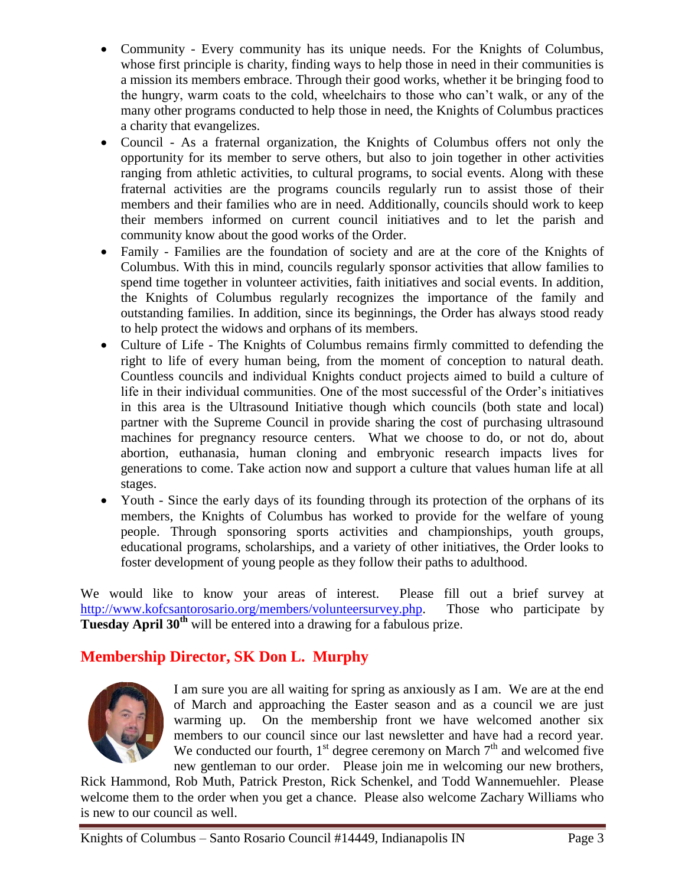- Community - Every community has its unique needs. For the Knights of Columbus, whose first principle is charity, finding ways to help those in need in their communities is a mission its members embrace. Through their good works, whether it be bringing food to the hungry, warm coats to the cold, wheelchairs to those who can't walk, or any of the many other programs conducted to help those in need, the Knights of Columbus practices a charity that evangelizes.
- Council - As a fraternal organization, the Knights of Columbus offers not only the opportunity for its member to serve others, but also to join together in other activities ranging from athletic activities, to cultural programs, to social events. Along with these fraternal activities are the programs councils regularly run to assist those of their members and their families who are in need. Additionally, councils should work to keep their members informed on current council initiatives and to let the parish and community know about the good works of the Order.
- Family - Families are the foundation of society and are at the core of the Knights of Columbus. With this in mind, councils regularly sponsor activities that allow families to spend time together in volunteer activities, faith initiatives and social events. In addition, the Knights of Columbus regularly recognizes the importance of the family and outstanding families. In addition, since its beginnings, the Order has always stood ready to help protect the widows and orphans of its members.
- Culture of Life - The Knights of Columbus remains firmly committed to defending the right to life of every human being, from the moment of conception to natural death. Countless councils and individual Knights conduct projects aimed to build a culture of life in their individual communities. One of the most successful of the Order's initiatives in this area is the Ultrasound Initiative though which councils (both state and local) partner with the Supreme Council in provide sharing the cost of purchasing ultrasound machines for pregnancy resource centers. What we choose to do, or not do, about abortion, euthanasia, human cloning and embryonic research impacts lives for generations to come. Take action now and support a culture that values human life at all stages.
- Youth - Since the early days of its founding through its protection of the orphans of its members, the Knights of Columbus has worked to provide for the welfare of young people. Through sponsoring sports activities and championships, youth groups, educational programs, scholarships, and a variety of other initiatives, the Order looks to foster development of young people as they follow their paths to adulthood.

We would like to know your areas of interest. Please fill out a brief survey at http://www.kofcsantorosario.org/members/volunteersurvey.php. Those who participate by **Tuesday April 30th** will be entered into a drawing for a fabulous prize.

## Membership Director, SK Don L. Murphy

I am sure you are all waiting for spring as anxiously as I am. We are at the end of March and approaching the Easter season and as a council we are just warming up. On the membership front we have welcomed another six members to our council since our last newsletter and have had a record year. We conducted our fourth, 1st degree ceremony on March 7th and welcomed five new gentleman to our order. Please join me in welcoming our new brothers, Rick Hammond, Rob Muth, Patrick Preston, Rick Schenkel, and Todd Wannemuehler. Please welcome them to the order when you get a chance. Please also welcome Zachary Williams who is new to our council as well.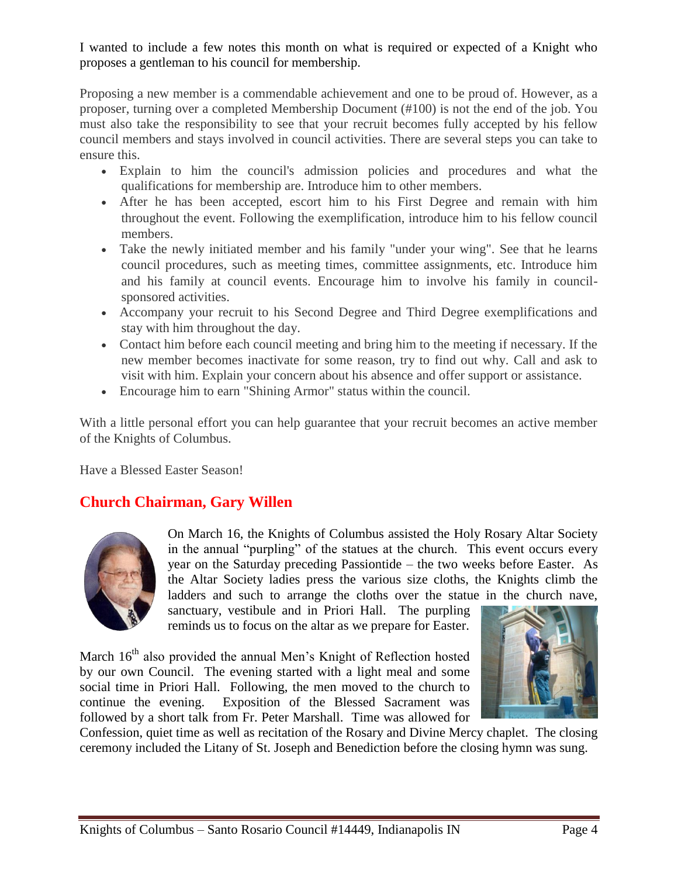I wanted to include a few notes this month on what is required or expected of a Knight who proposes a gentleman to his council for membership.

Proposing a new member is a commendable achievement and one to be proud of. However, as a proposer, turning over a completed Membership Document (#100) is not the end of the job. You must also take the responsibility to see that your recruit becomes fully accepted by his fellow council members and stays involved in council activities. There are several steps you can take to ensure this.

- Explain to him the council's admission policies and procedures and what the qualifications for membership are. Introduce him to other members.
- After he has been accepted, escort him to his First Degree and remain with him throughout the event. Following the exemplification, introduce him to his fellow council members.
- Take the newly initiated member and his family "under your wing". See that he learns council procedures, such as meeting times, committee assignments, etc. Introduce him and his family at council events. Encourage him to involve his family in council-sponsored activities.
- Accompany your recruit to his Second Degree and Third Degree exemplifications and stay with him throughout the day.
- Contact him before each council meeting and bring him to the meeting if necessary. If the new member becomes inactivate for some reason, try to find out why. Call and ask to visit with him. Explain your concern about his absence and offer support or assistance.
- Encourage him to earn "Shining Armor" status within the council.

With a little personal effort you can help guarantee that your recruit becomes an active member of the Knights of Columbus.

Have a Blessed Easter Season!

## Church Chairman, Gary Willen

On March 16, the Knights of Columbus assisted the Holy Rosary Altar Society in the annual "purpling" of the statues at the church. This event occurs every year on the Saturday preceding Passiontide – the two weeks before Easter. As the Altar Society ladies press the various size cloths, the Knights climb the ladders and such to arrange the cloths over the statue in the church nave, sanctuary, vestibule and in Priori Hall. The purpling reminds us to focus on the altar as we prepare for Easter.

March 16th also provided the annual Men's Knight of Reflection hosted by our own Council. The evening started with a light meal and some social time in Priori Hall. Following, the men moved to the church to continue the evening. Exposition of the Blessed Sacrament was followed by a short talk from Fr. Peter Marshall. Time was allowed for Confession, quiet time as well as recitation of the Rosary and Divine Mercy chaplet. The closing ceremony included the Litany of St. Joseph and Benediction before the closing hymn was sung.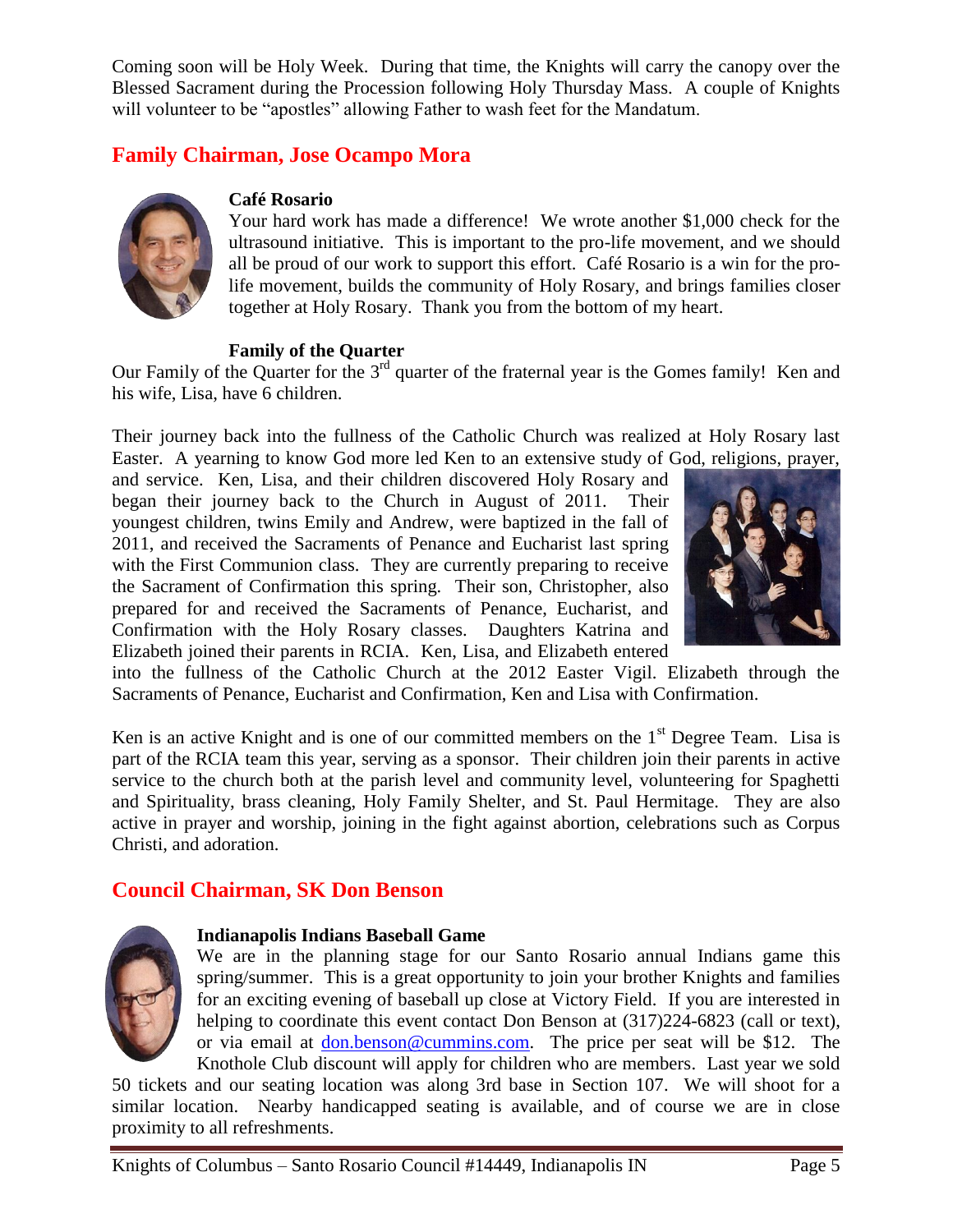Coming soon will be Holy Week. During that time, the Knights will carry the canopy over the Blessed Sacrament during the Procession following Holy Thursday Mass. A couple of Knights will volunteer to be "apostles" allowing Father to wash feet for the Mandatum.

## Family Chairman, Jose Ocampo Mora

**Café Rosario**

Your hard work has made a difference! We wrote another $1,000 check for the ultrasound initiative. This is important to the pro-life movement, and we should all be proud of our work to support this effort. Café Rosario is a win for the pro-life movement, builds the community of Holy Rosary, and brings families closer together at Holy Rosary. Thank you from the bottom of my heart.

**Family of the Quarter**

Our Family of the Quarter for the 3rd quarter of the fraternal year is the Gomes family! Ken and his wife, Lisa, have 6 children.

Their journey back into the fullness of the Catholic Church was realized at Holy Rosary last Easter. A yearning to know God more led Ken to an extensive study of God, religions, prayer, and service. Ken, Lisa, and their children discovered Holy Rosary and began their journey back to the Church in August of 2011. Their youngest children, twins Emily and Andrew, were baptized in the fall of 2011, and received the Sacraments of Penance and Eucharist last spring with the First Communion class. They are currently preparing to receive the Sacrament of Confirmation this spring. Their son, Christopher, also prepared for and received the Sacraments of Penance, Eucharist, and Confirmation with the Holy Rosary classes. Daughters Katrina and Elizabeth joined their parents in RCIA. Ken, Lisa, and Elizabeth entered into the fullness of the Catholic Church at the 2012 Easter Vigil. Elizabeth through the Sacraments of Penance, Eucharist and Confirmation, Ken and Lisa with Confirmation.

Ken is an active Knight and is one of our committed members on the 1st Degree Team. Lisa is part of the RCIA team this year, serving as a sponsor. Their children join their parents in active service to the church both at the parish level and community level, volunteering for Spaghetti and Spirituality, brass cleaning, Holy Family Shelter, and St. Paul Hermitage. They are also active in prayer and worship, joining in the fight against abortion, celebrations such as Corpus Christi, and adoration.

## Council Chairman, SK Don Benson

**Indianapolis Indians Baseball Game**

We are in the planning stage for our Santo Rosario annual Indians game this spring/summer. This is a great opportunity to join your brother Knights and families for an exciting evening of baseball up close at Victory Field. If you are interested in helping to coordinate this event contact Don Benson at (317)224-6823 (call or text), or via email at don.benson@cummins.com. The price per seat will be $12. The Knothole Club discount will apply for children who are members. Last year we sold 50 tickets and our seating location was along 3rd base in Section 107. We will shoot for a similar location. Nearby handicapped seating is available, and of course we are in close proximity to all refreshments.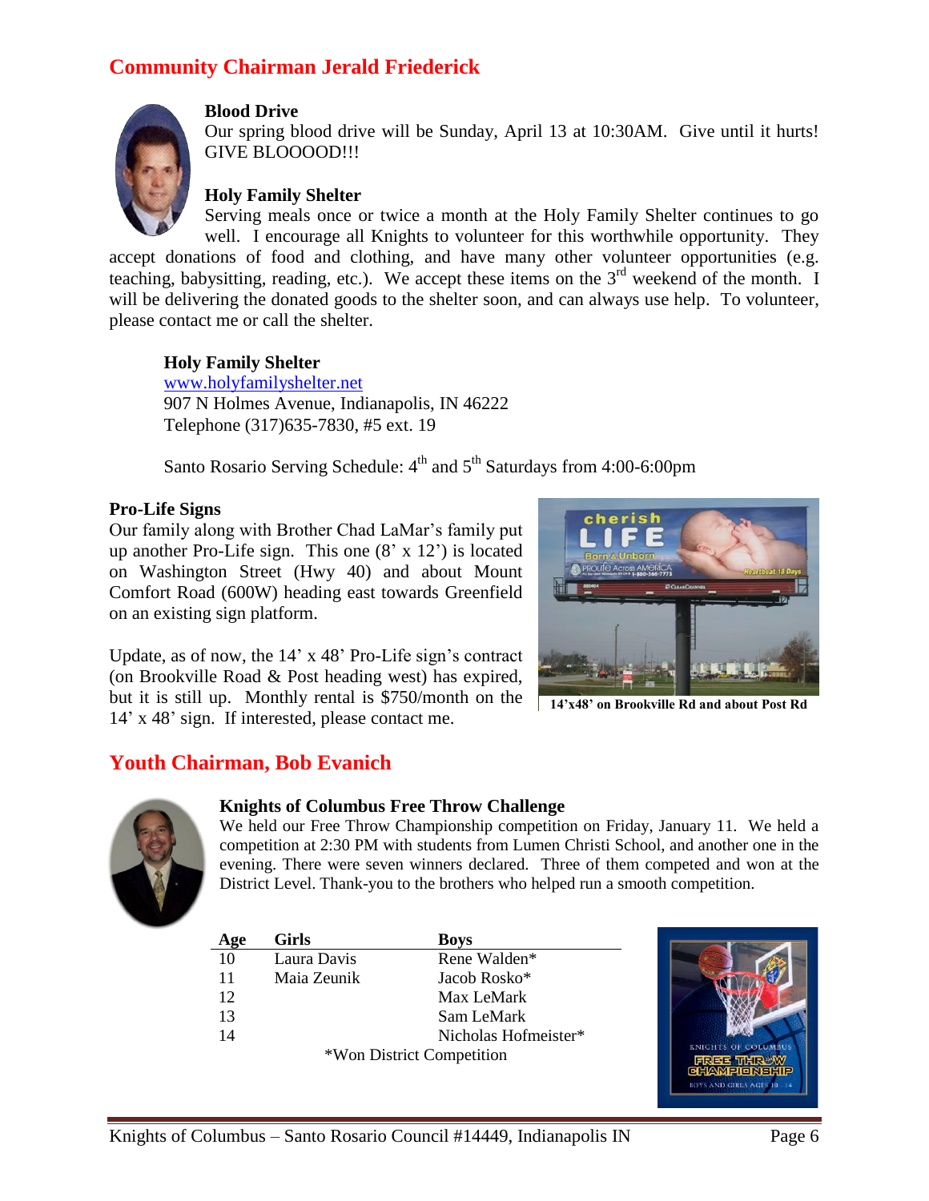## Community Chairman Jerald Friederick

**Blood Drive**

Our spring blood drive will be Sunday, April 13 at 10:30AM. Give until it hurts! GIVE BLOOOOD!!!

**Holy Family Shelter**

Serving meals once or twice a month at the Holy Family Shelter continues to go well. I encourage all Knights to volunteer for this worthwhile opportunity. They accept donations of food and clothing, and have many other volunteer opportunities (e.g. teaching, babysitting, reading, etc.). We accept these items on the 3rd weekend of the month. I will be delivering the donated goods to the shelter soon, and can always use help. To volunteer, please contact me or call the shelter.

**Holy Family Shelter**
www.holyfamilyshelter.net
907 N Holmes Avenue, Indianapolis, IN 46222
Telephone (317)635-7830, #5 ext. 19

Santo Rosario Serving Schedule: 4th and 5th Saturdays from 4:00-6:00pm

**Pro-Life Signs**

Our family along with Brother Chad LaMar's family put up another Pro-Life sign. This one (8' x 12') is located on Washington Street (Hwy 40) and about Mount Comfort Road (600W) heading east towards Greenfield on an existing sign platform.

Update, as of now, the 14' x 48' Pro-Life sign's contract (on Brookville Road & Post heading west) has expired, but it is still up. Monthly rental is $750/month on the 14' x 48' sign. If interested, please contact me.

**14'x48' on Brookville Rd and about Post Rd**

## Youth Chairman, Bob Evanich

**Knights of Columbus Free Throw Challenge**

We held our Free Throw Championship competition on Friday, January 11. We held a competition at 2:30 PM with students from Lumen Christi School, and another one in the evening. There were seven winners declared. Three of them competed and won at the District Level. Thank-you to the brothers who helped run a smooth competition.

| Age | Girls | Boys |
|---|---|---|
| 10 | Laura Davis | Rene Walden* |
| 11 | Maia Zeunik | Jacob Rosko* |
| 12 | | Max LeMark |
| 13 | | Sam LeMark |
| 14 | | Nicholas Hofmeister* |

*Won District Competition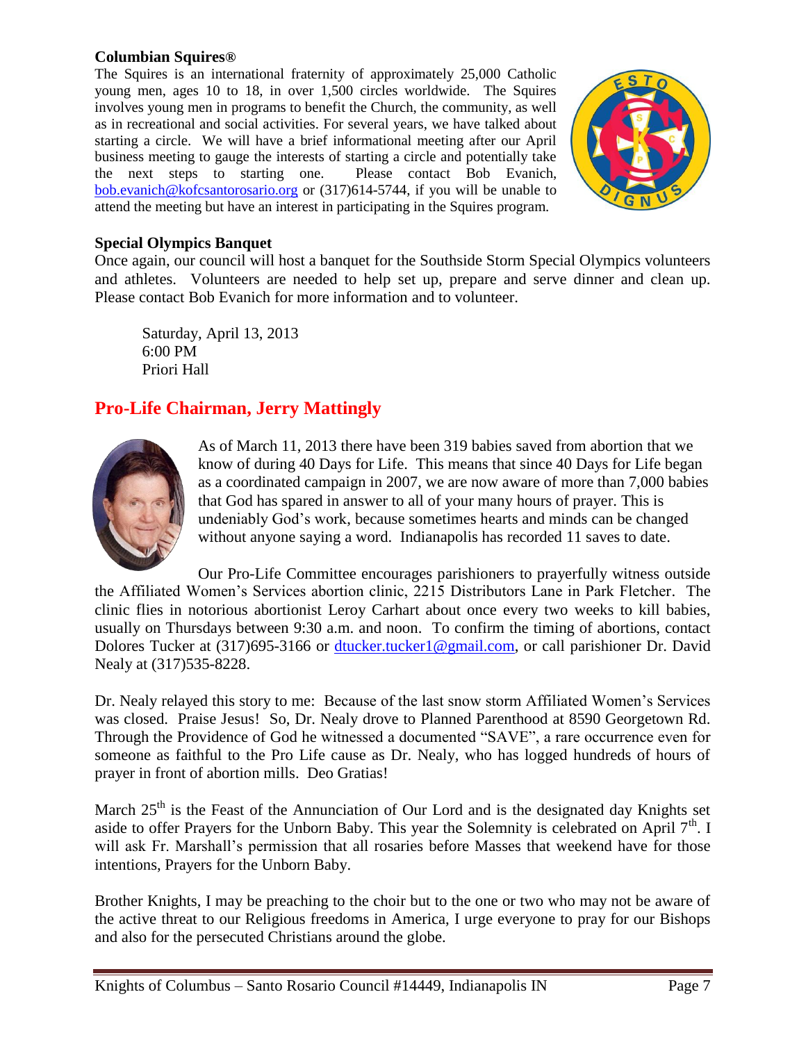**Columbian Squires®**

The Squires is an international fraternity of approximately 25,000 Catholic young men, ages 10 to 18, in over 1,500 circles worldwide. The Squires involves young men in programs to benefit the Church, the community, as well as in recreational and social activities. For several years, we have talked about starting a circle. We will have a brief informational meeting after our April business meeting to gauge the interests of starting a circle and potentially take the next steps to starting one. Please contact Bob Evanich, bob.evanich@kofcsantorosario.org or (317)614-5744, if you will be unable to attend the meeting but have an interest in participating in the Squires program.

**Special Olympics Banquet**

Once again, our council will host a banquet for the Southside Storm Special Olympics volunteers and athletes. Volunteers are needed to help set up, prepare and serve dinner and clean up. Please contact Bob Evanich for more information and to volunteer.

Saturday, April 13, 2013
6:00 PM
Priori Hall

## Pro-Life Chairman, Jerry Mattingly

As of March 11, 2013 there have been 319 babies saved from abortion that we know of during 40 Days for Life. This means that since 40 Days for Life began as a coordinated campaign in 2007, we are now aware of more than 7,000 babies that God has spared in answer to all of your many hours of prayer. This is undeniably God's work, because sometimes hearts and minds can be changed without anyone saying a word. Indianapolis has recorded 11 saves to date.

Our Pro-Life Committee encourages parishioners to prayerfully witness outside the Affiliated Women's Services abortion clinic, 2215 Distributors Lane in Park Fletcher. The clinic flies in notorious abortionist Leroy Carhart about once every two weeks to kill babies, usually on Thursdays between 9:30 a.m. and noon. To confirm the timing of abortions, contact Dolores Tucker at (317)695-3166 or dtucker.tucker1@gmail.com, or call parishioner Dr. David Nealy at (317)535-8228.

Dr. Nealy relayed this story to me: Because of the last snow storm Affiliated Women's Services was closed. Praise Jesus! So, Dr. Nealy drove to Planned Parenthood at 8590 Georgetown Rd. Through the Providence of God he witnessed a documented "SAVE", a rare occurrence even for someone as faithful to the Pro Life cause as Dr. Nealy, who has logged hundreds of hours of prayer in front of abortion mills. Deo Gratias!

March 25th is the Feast of the Annunciation of Our Lord and is the designated day Knights set aside to offer Prayers for the Unborn Baby. This year the Solemnity is celebrated on April 7th. I will ask Fr. Marshall's permission that all rosaries before Masses that weekend have for those intentions, Prayers for the Unborn Baby.

Brother Knights, I may be preaching to the choir but to the one or two who may not be aware of the active threat to our Religious freedoms in America, I urge everyone to pray for our Bishops and also for the persecuted Christians around the globe.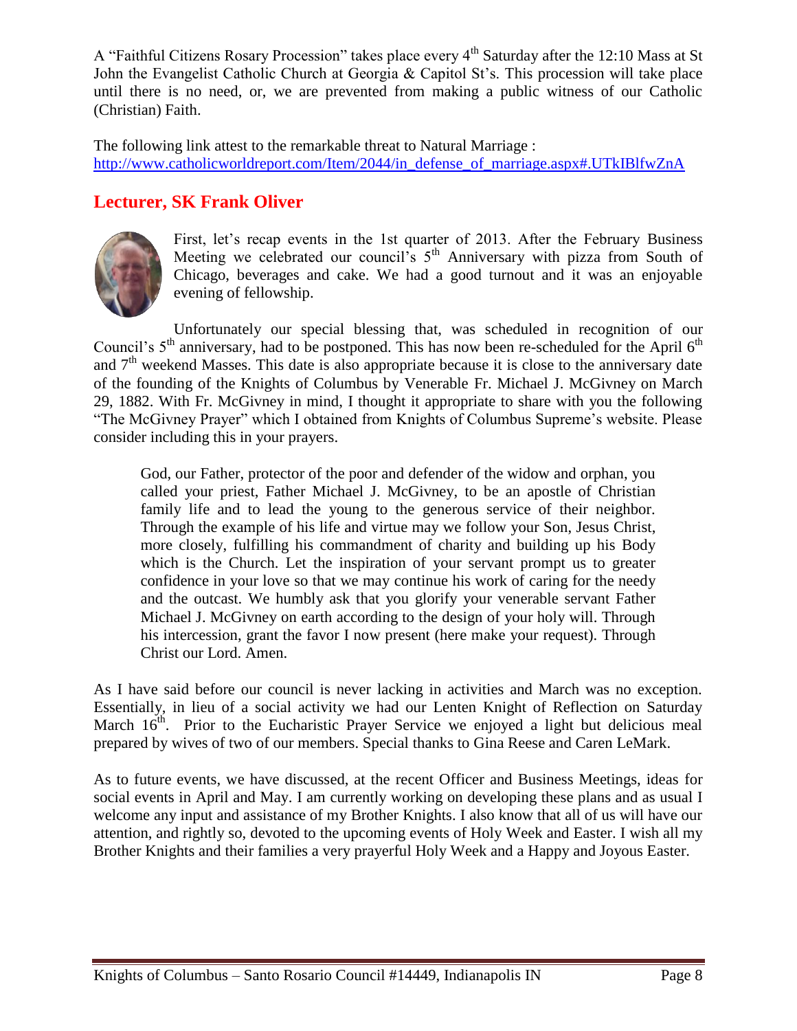A "Faithful Citizens Rosary Procession" takes place every 4th Saturday after the 12:10 Mass at St John the Evangelist Catholic Church at Georgia & Capitol St's. This procession will take place until there is no need, or, we are prevented from making a public witness of our Catholic (Christian) Faith.

The following link attest to the remarkable threat to Natural Marriage :
http://www.catholicworldreport.com/Item/2044/in_defense_of_marriage.aspx#.UTkIBlfwZnA

## Lecturer, SK Frank Oliver

First, let's recap events in the 1st quarter of 2013. After the February Business Meeting we celebrated our council's 5th Anniversary with pizza from South of Chicago, beverages and cake. We had a good turnout and it was an enjoyable evening of fellowship.

Unfortunately our special blessing that, was scheduled in recognition of our Council's 5th anniversary, had to be postponed. This has now been re-scheduled for the April 6th and 7th weekend Masses. This date is also appropriate because it is close to the anniversary date of the founding of the Knights of Columbus by Venerable Fr. Michael J. McGivney on March 29, 1882. With Fr. McGivney in mind, I thought it appropriate to share with you the following "The McGivney Prayer" which I obtained from Knights of Columbus Supreme's website. Please consider including this in your prayers.

> God, our Father, protector of the poor and defender of the widow and orphan, you called your priest, Father Michael J. McGivney, to be an apostle of Christian family life and to lead the young to the generous service of their neighbor. Through the example of his life and virtue may we follow your Son, Jesus Christ, more closely, fulfilling his commandment of charity and building up his Body which is the Church. Let the inspiration of your servant prompt us to greater confidence in your love so that we may continue his work of caring for the needy and the outcast. We humbly ask that you glorify your venerable servant Father Michael J. McGivney on earth according to the design of your holy will. Through his intercession, grant the favor I now present (here make your request). Through Christ our Lord. Amen.

As I have said before our council is never lacking in activities and March was no exception. Essentially, in lieu of a social activity we had our Lenten Knight of Reflection on Saturday March 16th. Prior to the Eucharistic Prayer Service we enjoyed a light but delicious meal prepared by wives of two of our members. Special thanks to Gina Reese and Caren LeMark.

As to future events, we have discussed, at the recent Officer and Business Meetings, ideas for social events in April and May. I am currently working on developing these plans and as usual I welcome any input and assistance of my Brother Knights. I also know that all of us will have our attention, and rightly so, devoted to the upcoming events of Holy Week and Easter. I wish all my Brother Knights and their families a very prayerful Holy Week and a Happy and Joyous Easter.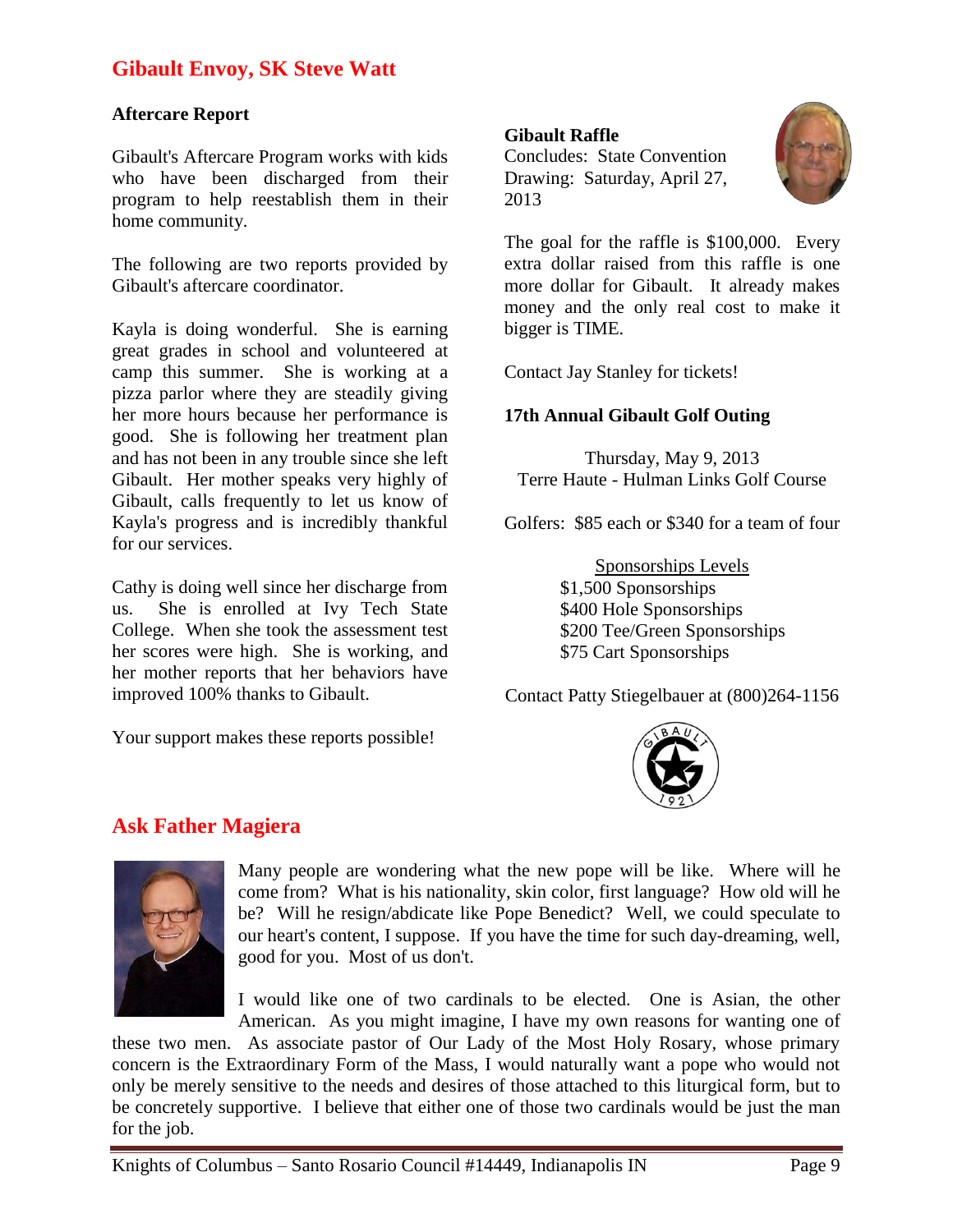## Gibault Envoy, SK Steve Watt

**Aftercare Report**

Gibault's Aftercare Program works with kids who have been discharged from their program to help reestablish them in their home community.

The following are two reports provided by Gibault's aftercare coordinator.

Kayla is doing wonderful. She is earning great grades in school and volunteered at camp this summer. She is working at a pizza parlor where they are steadily giving her more hours because her performance is good. She is following her treatment plan and has not been in any trouble since she left Gibault. Her mother speaks very highly of Gibault, calls frequently to let us know of Kayla's progress and is incredibly thankful for our services.

Cathy is doing well since her discharge from us. She is enrolled at Ivy Tech State College. When she took the assessment test her scores were high. She is working, and her mother reports that her behaviors have improved 100% thanks to Gibault.

Your support makes these reports possible!

**Gibault Raffle**
Concludes: State Convention
Drawing: Saturday, April 27, 2013

The goal for the raffle is $100,000. Every extra dollar raised from this raffle is one more dollar for Gibault. It already makes money and the only real cost to make it bigger is TIME.

Contact Jay Stanley for tickets!

**17th Annual Gibault Golf Outing**

Thursday, May 9, 2013
Terre Haute - Hulman Links Golf Course

Golfers: $85 each or $340 for a team of four

Sponsorships Levels
$1,500 Sponsorships
$400 Hole Sponsorships
$200 Tee/Green Sponsorships
$75 Cart Sponsorships

Contact Patty Stiegelbauer at (800)264-1156

## Ask Father Magiera

Many people are wondering what the new pope will be like. Where will he come from? What is his nationality, skin color, first language? How old will he be? Will he resign/abdicate like Pope Benedict? Well, we could speculate to our heart's content, I suppose. If you have the time for such day-dreaming, well, good for you. Most of us don't.

I would like one of two cardinals to be elected. One is Asian, the other American. As you might imagine, I have my own reasons for wanting one of these two men. As associate pastor of Our Lady of the Most Holy Rosary, whose primary concern is the Extraordinary Form of the Mass, I would naturally want a pope who would not only be merely sensitive to the needs and desires of those attached to this liturgical form, but to be concretely supportive. I believe that either one of those two cardinals would be just the man for the job.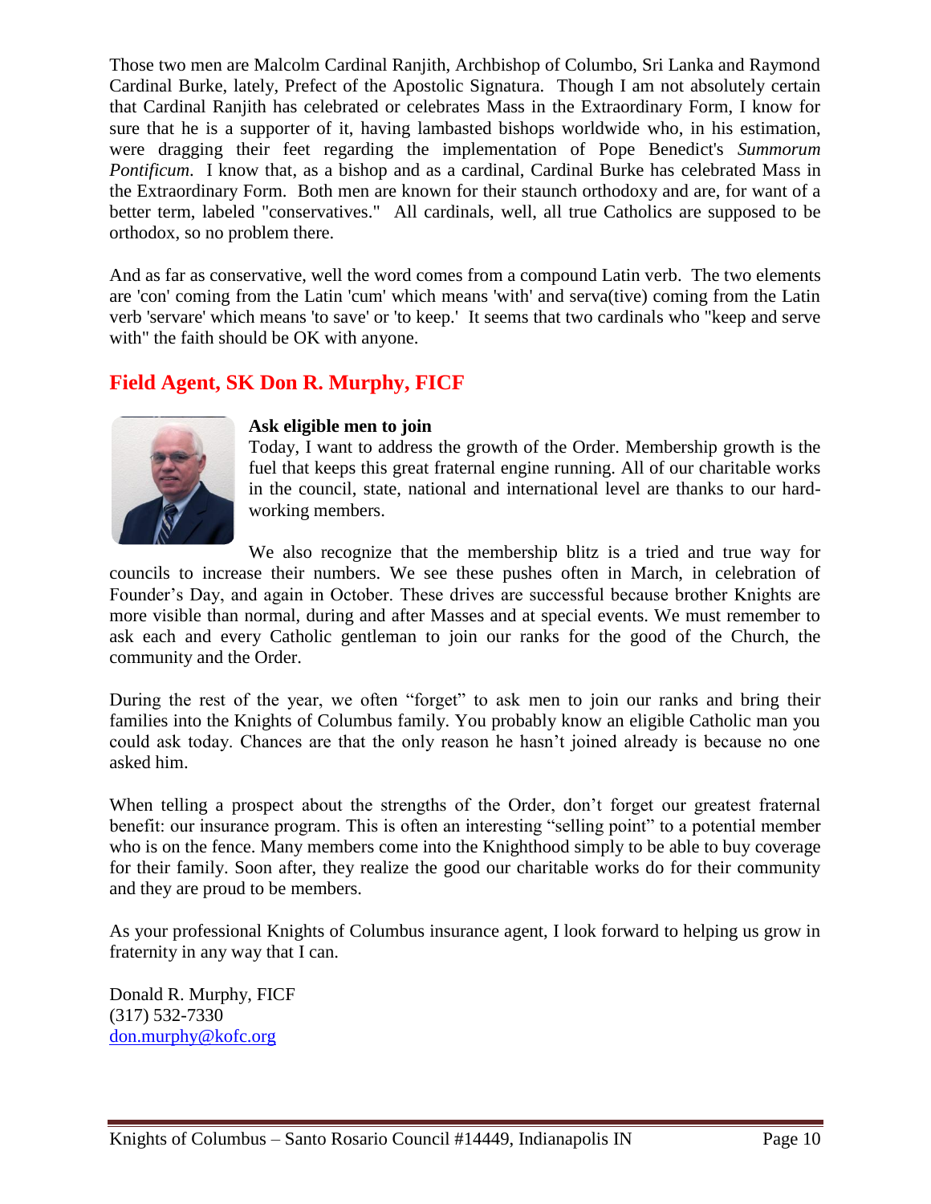Those two men are Malcolm Cardinal Ranjith, Archbishop of Columbo, Sri Lanka and Raymond Cardinal Burke, lately, Prefect of the Apostolic Signatura. Though I am not absolutely certain that Cardinal Ranjith has celebrated or celebrates Mass in the Extraordinary Form, I know for sure that he is a supporter of it, having lambasted bishops worldwide who, in his estimation, were dragging their feet regarding the implementation of Pope Benedict's *Summorum Pontificum*. I know that, as a bishop and as a cardinal, Cardinal Burke has celebrated Mass in the Extraordinary Form. Both men are known for their staunch orthodoxy and are, for want of a better term, labeled "conservatives." All cardinals, well, all true Catholics are supposed to be orthodox, so no problem there.

And as far as conservative, well the word comes from a compound Latin verb. The two elements are 'con' coming from the Latin 'cum' which means 'with' and serva(tive) coming from the Latin verb 'servare' which means 'to save' or 'to keep.' It seems that two cardinals who "keep and serve with" the faith should be OK with anyone.

## Field Agent, SK Don R. Murphy, FICF

**Ask eligible men to join**

Today, I want to address the growth of the Order. Membership growth is the fuel that keeps this great fraternal engine running. All of our charitable works in the council, state, national and international level are thanks to our hard-working members.

We also recognize that the membership blitz is a tried and true way for councils to increase their numbers. We see these pushes often in March, in celebration of Founder's Day, and again in October. These drives are successful because brother Knights are more visible than normal, during and after Masses and at special events. We must remember to ask each and every Catholic gentleman to join our ranks for the good of the Church, the community and the Order.

During the rest of the year, we often "forget" to ask men to join our ranks and bring their families into the Knights of Columbus family. You probably know an eligible Catholic man you could ask today. Chances are that the only reason he hasn't joined already is because no one asked him.

When telling a prospect about the strengths of the Order, don't forget our greatest fraternal benefit: our insurance program. This is often an interesting "selling point" to a potential member who is on the fence. Many members come into the Knighthood simply to be able to buy coverage for their family. Soon after, they realize the good our charitable works do for their community and they are proud to be members.

As your professional Knights of Columbus insurance agent, I look forward to helping us grow in fraternity in any way that I can.

Donald R. Murphy, FICF
(317) 532-7330
don.murphy@kofc.org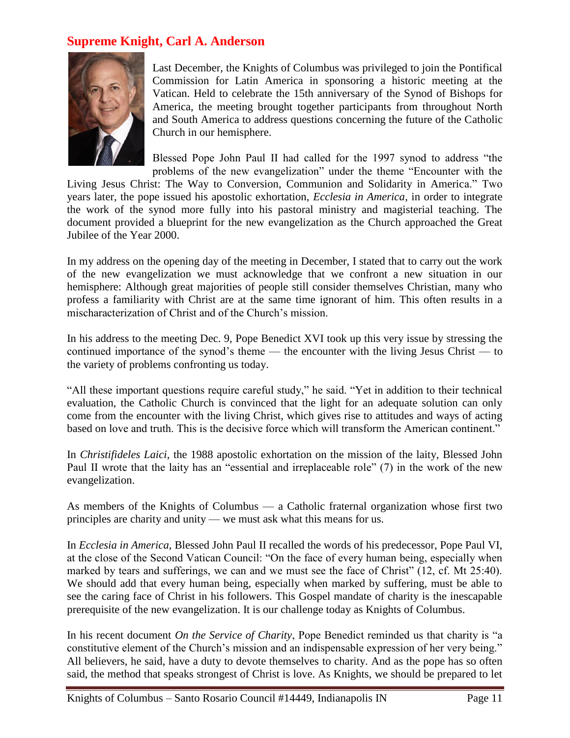## Supreme Knight, Carl A. Anderson

Last December, the Knights of Columbus was privileged to join the Pontifical Commission for Latin America in sponsoring a historic meeting at the Vatican. Held to celebrate the 15th anniversary of the Synod of Bishops for America, the meeting brought together participants from throughout North and South America to address questions concerning the future of the Catholic Church in our hemisphere.

Blessed Pope John Paul II had called for the 1997 synod to address "the problems of the new evangelization" under the theme "Encounter with the Living Jesus Christ: The Way to Conversion, Communion and Solidarity in America." Two years later, the pope issued his apostolic exhortation, *Ecclesia in America*, in order to integrate the work of the synod more fully into his pastoral ministry and magisterial teaching. The document provided a blueprint for the new evangelization as the Church approached the Great Jubilee of the Year 2000.

In my address on the opening day of the meeting in December, I stated that to carry out the work of the new evangelization we must acknowledge that we confront a new situation in our hemisphere: Although great majorities of people still consider themselves Christian, many who profess a familiarity with Christ are at the same time ignorant of him. This often results in a mischaracterization of Christ and of the Church's mission.

In his address to the meeting Dec. 9, Pope Benedict XVI took up this very issue by stressing the continued importance of the synod's theme — the encounter with the living Jesus Christ — to the variety of problems confronting us today.

"All these important questions require careful study," he said. "Yet in addition to their technical evaluation, the Catholic Church is convinced that the light for an adequate solution can only come from the encounter with the living Christ, which gives rise to attitudes and ways of acting based on love and truth. This is the decisive force which will transform the American continent."

In *Christifideles Laici*, the 1988 apostolic exhortation on the mission of the laity, Blessed John Paul II wrote that the laity has an "essential and irreplaceable role" (7) in the work of the new evangelization.

As members of the Knights of Columbus — a Catholic fraternal organization whose first two principles are charity and unity — we must ask what this means for us.

In *Ecclesia in America*, Blessed John Paul II recalled the words of his predecessor, Pope Paul VI, at the close of the Second Vatican Council: "On the face of every human being, especially when marked by tears and sufferings, we can and we must see the face of Christ" (12, cf. Mt 25:40). We should add that every human being, especially when marked by suffering, must be able to see the caring face of Christ in his followers. This Gospel mandate of charity is the inescapable prerequisite of the new evangelization. It is our challenge today as Knights of Columbus.

In his recent document *On the Service of Charity*, Pope Benedict reminded us that charity is "a constitutive element of the Church's mission and an indispensable expression of her very being." All believers, he said, have a duty to devote themselves to charity. And as the pope has so often said, the method that speaks strongest of Christ is love. As Knights, we should be prepared to let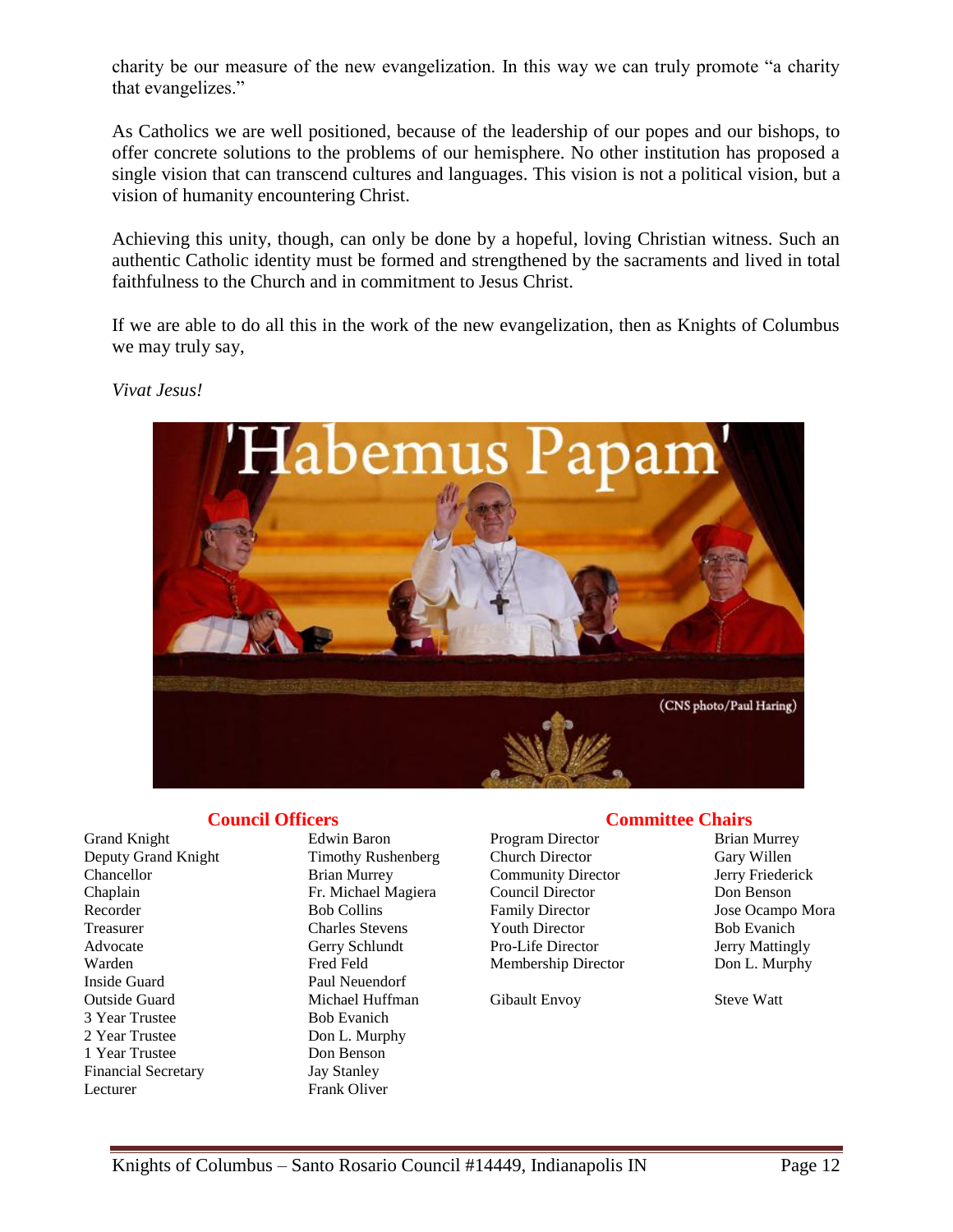charity be our measure of the new evangelization. In this way we can truly promote "a charity that evangelizes."

As Catholics we are well positioned, because of the leadership of our popes and our bishops, to offer concrete solutions to the problems of our hemisphere. No other institution has proposed a single vision that can transcend cultures and languages. This vision is not a political vision, but a vision of humanity encountering Christ.

Achieving this unity, though, can only be done by a hopeful, loving Christian witness. Such an authentic Catholic identity must be formed and strengthened by the sacraments and lived in total faithfulness to the Church and in commitment to Jesus Christ.

If we are able to do all this in the work of the new evangelization, then as Knights of Columbus we may truly say,

*Vivat Jesus!*

'Habemus Papam'

(CNS photo/Paul Haring)

## Council Officers

| | |
|---|---|
| Grand Knight | Edwin Baron |
| Deputy Grand Knight | Timothy Rushenberg |
| Chancellor | Brian Murrey |
| Chaplain | Fr. Michael Magiera |
| Recorder | Bob Collins |
| Treasurer | Charles Stevens |
| Advocate | Gerry Schlundt |
| Warden | Fred Feld |
| Inside Guard | Paul Neuendorf |
| Outside Guard | Michael Huffman |
| 3 Year Trustee | Bob Evanich |
| 2 Year Trustee | Don L. Murphy |
| 1 Year Trustee | Don Benson |
| Financial Secretary | Jay Stanley |
| Lecturer | Frank Oliver |

## Committee Chairs

| | |
|---|---|
| Program Director | Brian Murrey |
| Church Director | Gary Willen |
| Community Director | Jerry Friederick |
| Council Director | Don Benson |
| Family Director | Jose Ocampo Mora |
| Youth Director | Bob Evanich |
| Pro-Life Director | Jerry Mattingly |
| Membership Director | Don L. Murphy |
| Gibault Envoy | Steve Watt |